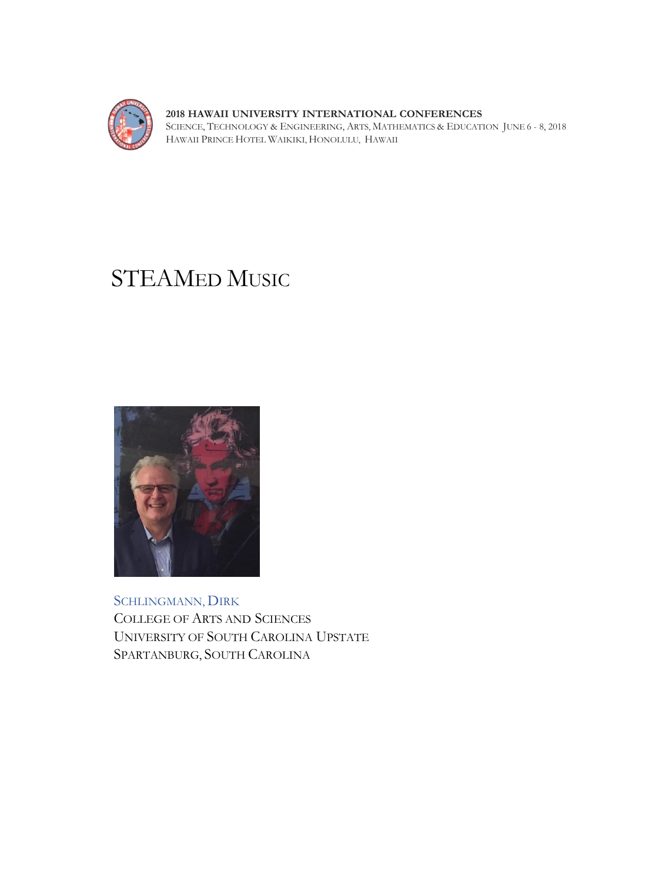**2018 HAWAII UNIVERSITY INTERNATIONAL CONFERENCES**
SCIENCE, TECHNOLOGY & ENGINEERING, ARTS, MATHEMATICS & EDUCATION JUNE 6 - 8, 2018
HAWAII PRINCE HOTEL WAIKIKI, HONOLULU, HAWAII

# STEAMED MUSIC

SCHLINGMANN, DIRK
COLLEGE OF ARTS AND SCIENCES
UNIVERSITY OF SOUTH CAROLINA UPSTATE
SPARTANBURG, SOUTH CAROLINA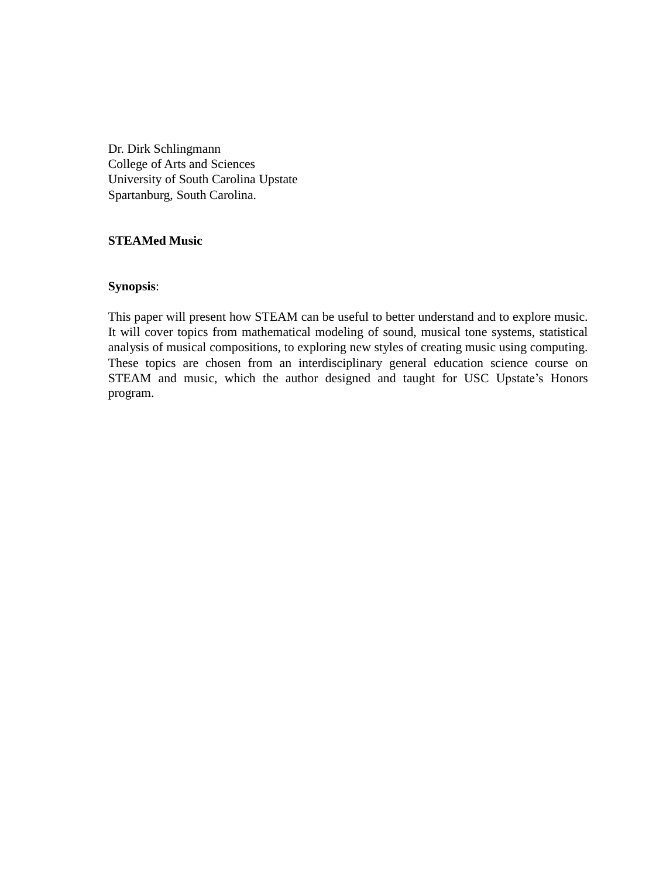Dr. Dirk Schlingmann
College of Arts and Sciences
University of South Carolina Upstate
Spartanburg, South Carolina.

**STEAMed Music**

**Synopsis**:

This paper will present how STEAM can be useful to better understand and to explore music. It will cover topics from mathematical modeling of sound, musical tone systems, statistical analysis of musical compositions, to exploring new styles of creating music using computing. These topics are chosen from an interdisciplinary general education science course on STEAM and music, which the author designed and taught for USC Upstate's Honors program.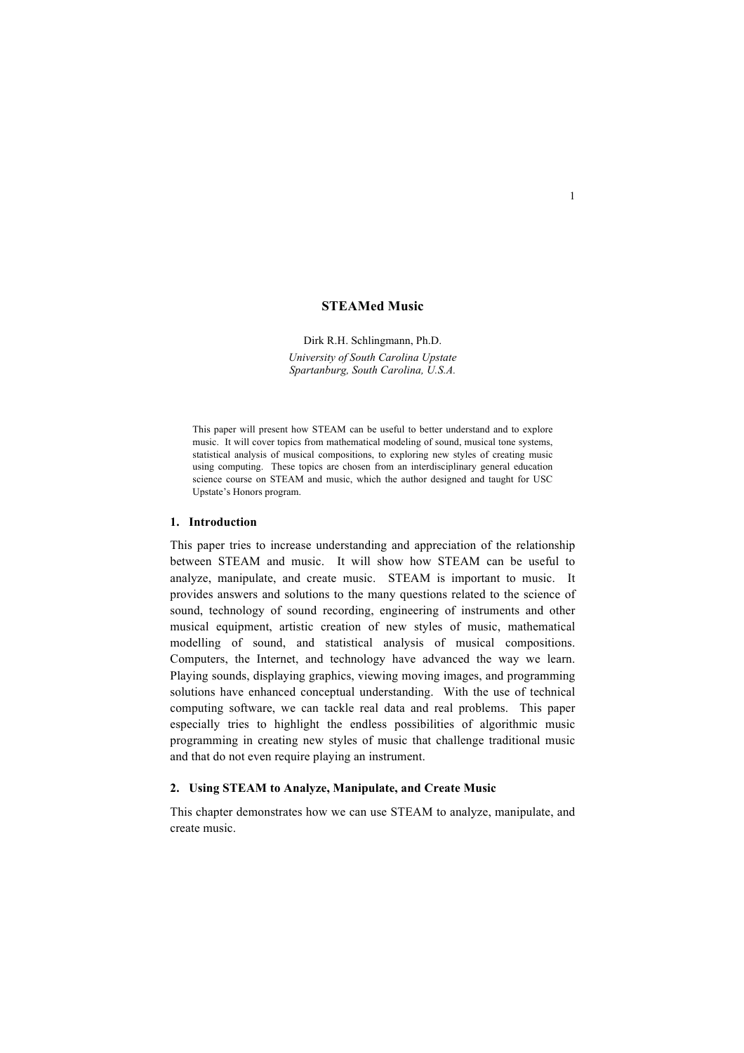# STEAMed Music

Dirk R.H. Schlingmann, Ph.D.

*University of South Carolina Upstate*
*Spartanburg, South Carolina, U.S.A.*

This paper will present how STEAM can be useful to better understand and to explore music. It will cover topics from mathematical modeling of sound, musical tone systems, statistical analysis of musical compositions, to exploring new styles of creating music using computing. These topics are chosen from an interdisciplinary general education science course on STEAM and music, which the author designed and taught for USC Upstate's Honors program.

## 1. Introduction

This paper tries to increase understanding and appreciation of the relationship between STEAM and music. It will show how STEAM can be useful to analyze, manipulate, and create music. STEAM is important to music. It provides answers and solutions to the many questions related to the science of sound, technology of sound recording, engineering of instruments and other musical equipment, artistic creation of new styles of music, mathematical modelling of sound, and statistical analysis of musical compositions. Computers, the Internet, and technology have advanced the way we learn. Playing sounds, displaying graphics, viewing moving images, and programming solutions have enhanced conceptual understanding. With the use of technical computing software, we can tackle real data and real problems. This paper especially tries to highlight the endless possibilities of algorithmic music programming in creating new styles of music that challenge traditional music and that do not even require playing an instrument.

## 2. Using STEAM to Analyze, Manipulate, and Create Music

This chapter demonstrates how we can use STEAM to analyze, manipulate, and create music.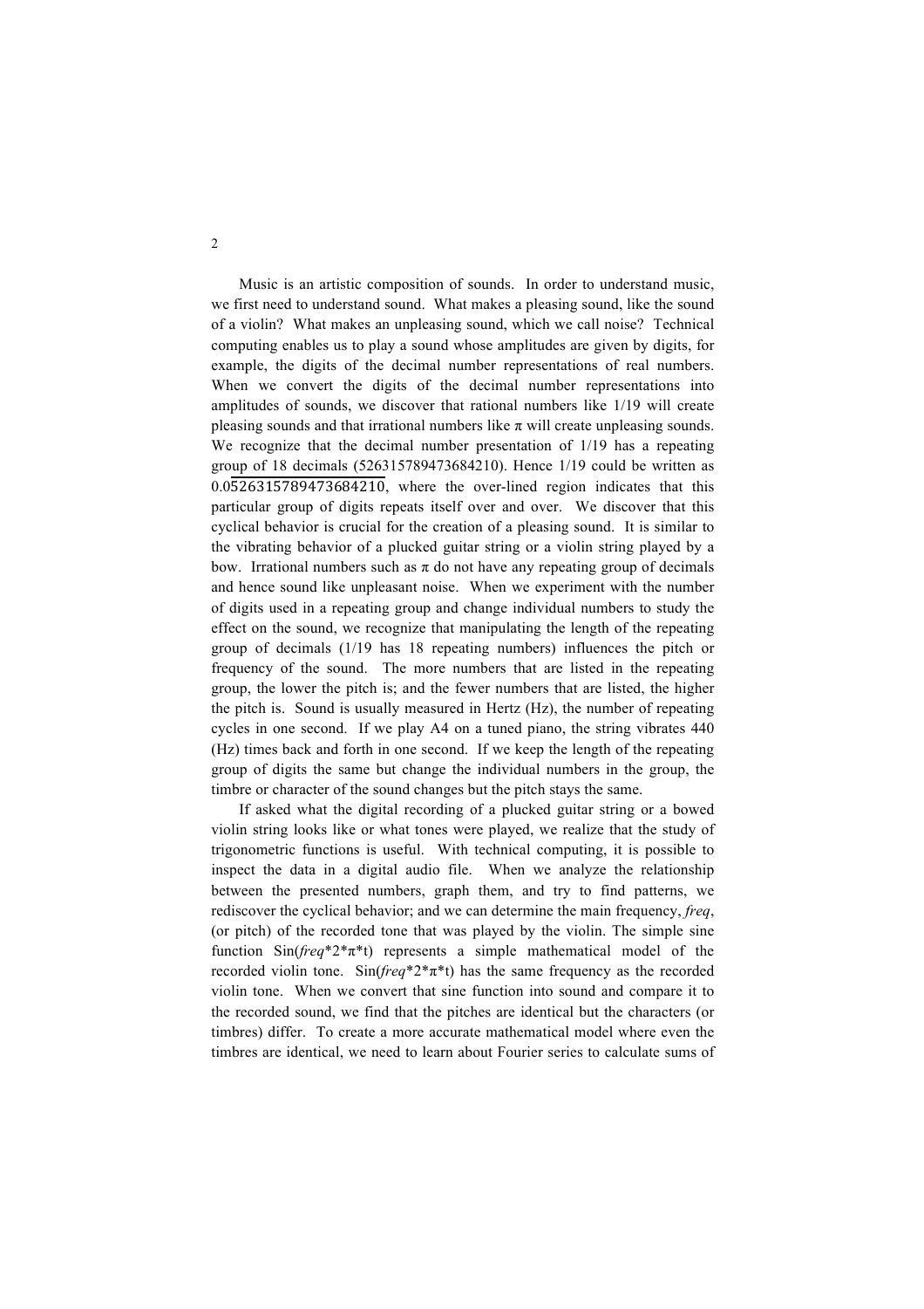Music is an artistic composition of sounds. In order to understand music, we first need to understand sound. What makes a pleasing sound, like the sound of a violin? What makes an unpleasing sound, which we call noise? Technical computing enables us to play a sound whose amplitudes are given by digits, for example, the digits of the decimal number representations of real numbers. When we convert the digits of the decimal number representations into amplitudes of sounds, we discover that rational numbers like 1/19 will create pleasing sounds and that irrational numbers like π will create unpleasing sounds. We recognize that the decimal number presentation of 1/19 has a repeating group of 18 decimals (526315789473684210). Hence 1/19 could be written as $0.0\overline{526315789473684210}$, where the over-lined region indicates that this particular group of digits repeats itself over and over. We discover that this cyclical behavior is crucial for the creation of a pleasing sound. It is similar to the vibrating behavior of a plucked guitar string or a violin string played by a bow. Irrational numbers such as π do not have any repeating group of decimals and hence sound like unpleasant noise. When we experiment with the number of digits used in a repeating group and change individual numbers to study the effect on the sound, we recognize that manipulating the length of the repeating group of decimals (1/19 has 18 repeating numbers) influences the pitch or frequency of the sound. The more numbers that are listed in the repeating group, the lower the pitch is; and the fewer numbers that are listed, the higher the pitch is. Sound is usually measured in Hertz (Hz), the number of repeating cycles in one second. If we play A4 on a tuned piano, the string vibrates 440 (Hz) times back and forth in one second. If we keep the length of the repeating group of digits the same but change the individual numbers in the group, the timbre or character of the sound changes but the pitch stays the same.

If asked what the digital recording of a plucked guitar string or a bowed violin string looks like or what tones were played, we realize that the study of trigonometric functions is useful. With technical computing, it is possible to inspect the data in a digital audio file. When we analyze the relationship between the presented numbers, graph them, and try to find patterns, we rediscover the cyclical behavior; and we can determine the main frequency, *freq*, (or pitch) of the recorded tone that was played by the violin. The simple sine function Sin(*freq*\*2\*π\*t) represents a simple mathematical model of the recorded violin tone. Sin(*freq*\*2\*π\*t) has the same frequency as the recorded violin tone. When we convert that sine function into sound and compare it to the recorded sound, we find that the pitches are identical but the characters (or timbres) differ. To create a more accurate mathematical model where even the timbres are identical, we need to learn about Fourier series to calculate sums of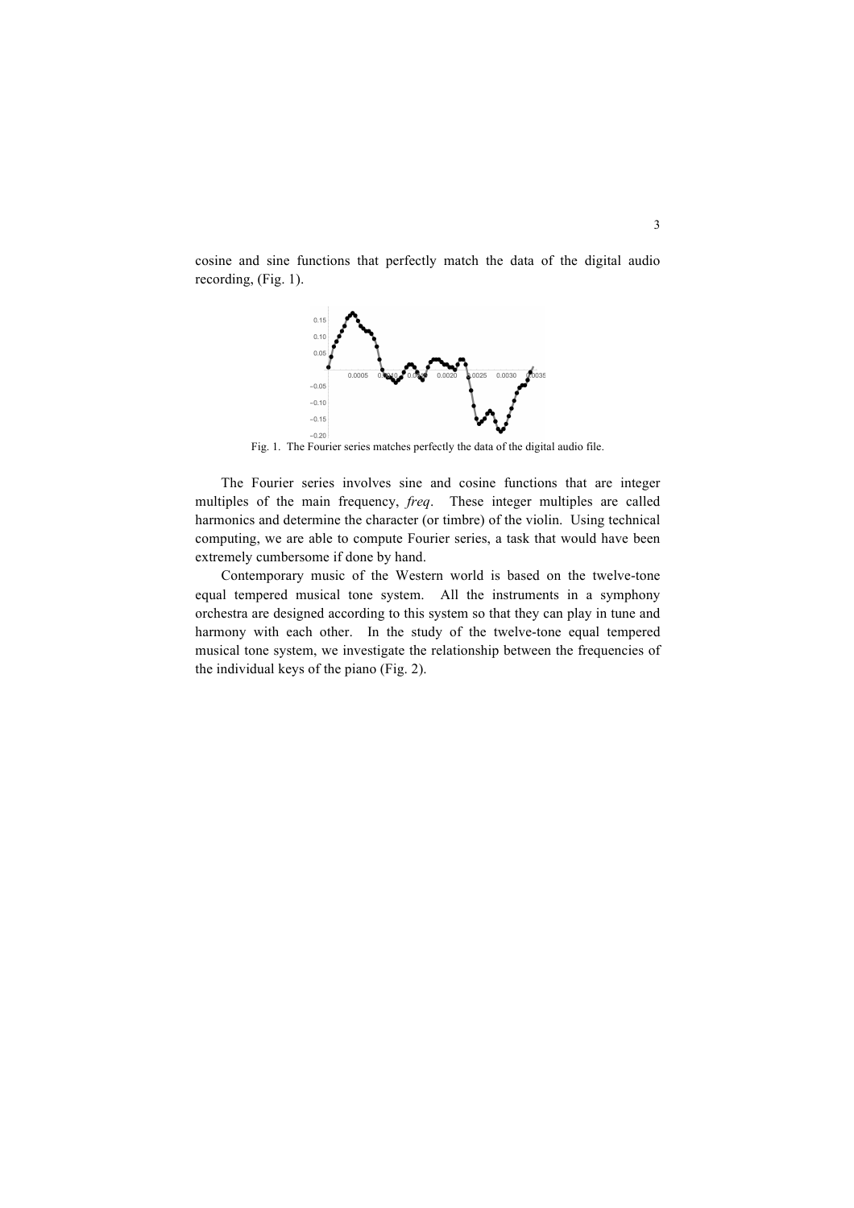cosine and sine functions that perfectly match the data of the digital audio recording, (Fig. 1).

Fig. 1. The Fourier series matches perfectly the data of the digital audio file.

The Fourier series involves sine and cosine functions that are integer multiples of the main frequency, *freq*. These integer multiples are called harmonics and determine the character (or timbre) of the violin. Using technical computing, we are able to compute Fourier series, a task that would have been extremely cumbersome if done by hand.

Contemporary music of the Western world is based on the twelve-tone equal tempered musical tone system. All the instruments in a symphony orchestra are designed according to this system so that they can play in tune and harmony with each other. In the study of the twelve-tone equal tempered musical tone system, we investigate the relationship between the frequencies of the individual keys of the piano (Fig. 2).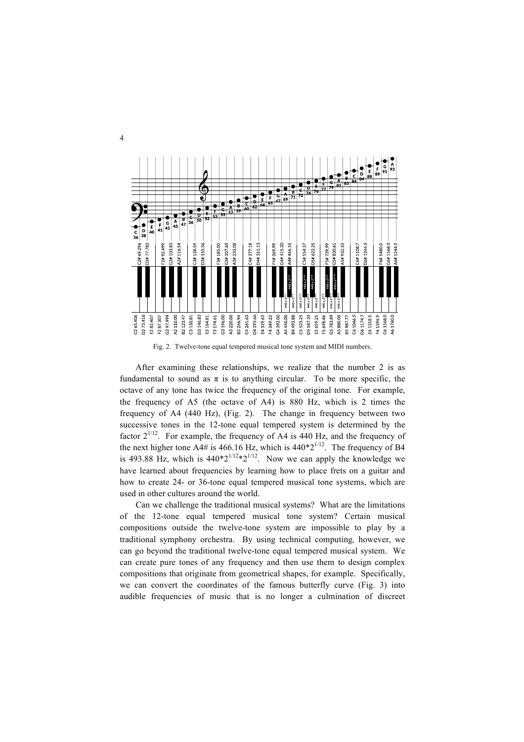Fig. 2. Twelve-tone equal tempered musical tone system and MIDI numbers.

After examining these relationships, we realize that the number 2 is as fundamental to sound as π is to anything circular. To be more specific, the octave of any tone has twice the frequency of the original tone. For example, the frequency of A5 (the octave of A4) is 880 Hz, which is 2 times the frequency of A4 (440 Hz), (Fig. 2). The change in frequency between two successive tones in the 12-tone equal tempered system is determined by the factor $2^{1/12}$. For example, the frequency of A4 is 440 Hz, and the frequency of the next higher tone A4# is 466.16 Hz, which is $440*2^{1/12}$. The frequency of B4 is 493.88 Hz, which is $440*2^{1/12}*2^{1/12}$. Now we can apply the knowledge we have learned about frequencies by learning how to place frets on a guitar and how to create 24- or 36-tone equal tempered musical tone systems, which are used in other cultures around the world.

Can we challenge the traditional musical systems? What are the limitations of the 12-tone equal tempered musical tone system? Certain musical compositions outside the twelve-tone system are impossible to play by a traditional symphony orchestra. By using technical computing, however, we can go beyond the traditional twelve-tone equal tempered musical system. We can create pure tones of any frequency and then use them to design complex compositions that originate from geometrical shapes, for example. Specifically, we can convert the coordinates of the famous butterfly curve (Fig. 3) into audible frequencies of music that is no longer a culmination of discreet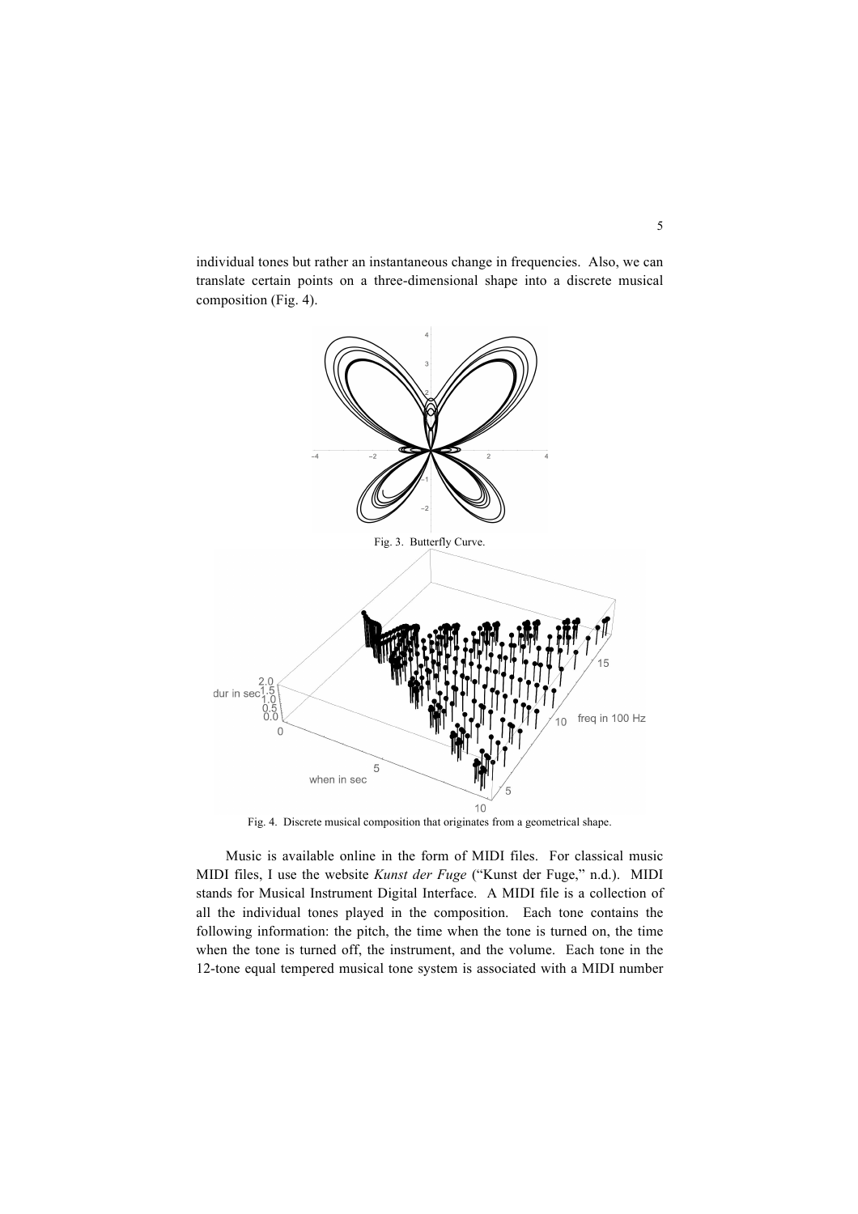individual tones but rather an instantaneous change in frequencies. Also, we can translate certain points on a three-dimensional shape into a discrete musical composition (Fig. 4).

Fig. 3. Butterfly Curve.

Fig. 4. Discrete musical composition that originates from a geometrical shape.

Music is available online in the form of MIDI files. For classical music MIDI files, I use the website *Kunst der Fuge* ("Kunst der Fuge," n.d.). MIDI stands for Musical Instrument Digital Interface. A MIDI file is a collection of all the individual tones played in the composition. Each tone contains the following information: the pitch, the time when the tone is turned on, the time when the tone is turned off, the instrument, and the volume. Each tone in the 12-tone equal tempered musical tone system is associated with a MIDI number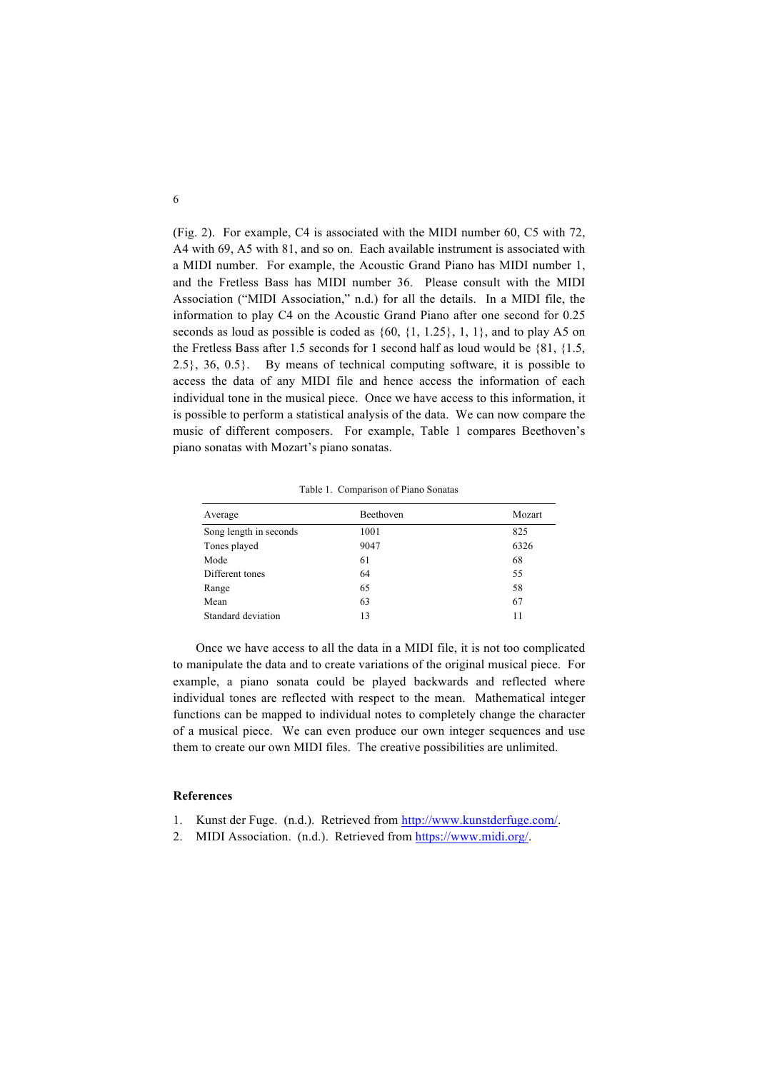(Fig. 2). For example, C4 is associated with the MIDI number 60, C5 with 72, A4 with 69, A5 with 81, and so on. Each available instrument is associated with a MIDI number. For example, the Acoustic Grand Piano has MIDI number 1, and the Fretless Bass has MIDI number 36. Please consult with the MIDI Association ("MIDI Association," n.d.) for all the details. In a MIDI file, the information to play C4 on the Acoustic Grand Piano after one second for 0.25 seconds as loud as possible is coded as {60, {1, 1.25}, 1, 1}, and to play A5 on the Fretless Bass after 1.5 seconds for 1 second half as loud would be {81, {1.5, 2.5}, 36, 0.5}. By means of technical computing software, it is possible to access the data of any MIDI file and hence access the information of each individual tone in the musical piece. Once we have access to this information, it is possible to perform a statistical analysis of the data. We can now compare the music of different composers. For example, Table 1 compares Beethoven's piano sonatas with Mozart's piano sonatas.

Table 1. Comparison of Piano Sonatas

| Average | Beethoven | Mozart |
|---|---|---|
| Song length in seconds | 1001 | 825 |
| Tones played | 9047 | 6326 |
| Mode | 61 | 68 |
| Different tones | 64 | 55 |
| Range | 65 | 58 |
| Mean | 63 | 67 |
| Standard deviation | 13 | 11 |

Once we have access to all the data in a MIDI file, it is not too complicated to manipulate the data and to create variations of the original musical piece. For example, a piano sonata could be played backwards and reflected where individual tones are reflected with respect to the mean. Mathematical integer functions can be mapped to individual notes to completely change the character of a musical piece. We can even produce our own integer sequences and use them to create our own MIDI files. The creative possibilities are unlimited.

### References

1. Kunst der Fuge. (n.d.). Retrieved from http://www.kunstderfuge.com/.
2. MIDI Association. (n.d.). Retrieved from https://www.midi.org/.